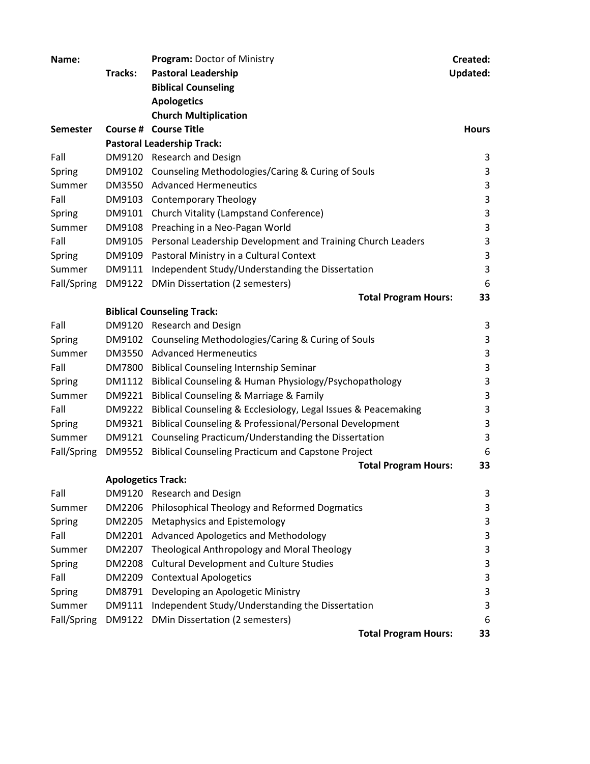**Name:** | **Program:** Doctor of Ministry | **Created:**

**Tracks:** **Pastoral Leadership** | **Updated:**

**Biblical Counseling**

**Apologetics**

**Church Multiplication**

| Semester | Course # | Course Title | Hours |
|---|---|---|---|
| | | **Pastoral Leadership Track:** | |
| Fall | DM9120 | Research and Design | 3 |
| Spring | DM9102 | Counseling Methodologies/Caring & Curing of Souls | 3 |
| Summer | DM3550 | Advanced Hermeneutics | 3 |
| Fall | DM9103 | Contemporary Theology | 3 |
| Spring | DM9101 | Church Vitality (Lampstand Conference) | 3 |
| Summer | DM9108 | Preaching in a Neo-Pagan World | 3 |
| Fall | DM9105 | Personal Leadership Development and Training Church Leaders | 3 |
| Spring | DM9109 | Pastoral Ministry in a Cultural Context | 3 |
| Summer | DM9111 | Independent Study/Understanding the Dissertation | 3 |
| Fall/Spring | DM9122 | DMin Dissertation (2 semesters) | 6 |
| | | **Total Program Hours:** | **33** |
| | | **Biblical Counseling Track:** | |
| Fall | DM9120 | Research and Design | 3 |
| Spring | DM9102 | Counseling Methodologies/Caring & Curing of Souls | 3 |
| Summer | DM3550 | Advanced Hermeneutics | 3 |
| Fall | DM7800 | Biblical Counseling Internship Seminar | 3 |
| Spring | DM1112 | Biblical Counseling & Human Physiology/Psychopathology | 3 |
| Summer | DM9221 | Biblical Counseling & Marriage & Family | 3 |
| Fall | DM9222 | Biblical Counseling & Ecclesiology, Legal Issues & Peacemaking | 3 |
| Spring | DM9321 | Biblical Counseling & Professional/Personal Development | 3 |
| Summer | DM9121 | Counseling Practicum/Understanding the Dissertation | 3 |
| Fall/Spring | DM9552 | Biblical Counseling Practicum and Capstone Project | 6 |
| | | **Total Program Hours:** | **33** |
| | | **Apologetics Track:** | |
| Fall | DM9120 | Research and Design | 3 |
| Summer | DM2206 | Philosophical Theology and Reformed Dogmatics | 3 |
| Spring | DM2205 | Metaphysics and Epistemology | 3 |
| Fall | DM2201 | Advanced Apologetics and Methodology | 3 |
| Summer | DM2207 | Theological Anthropology and Moral Theology | 3 |
| Spring | DM2208 | Cultural Development and Culture Studies | 3 |
| Fall | DM2209 | Contextual Apologetics | 3 |
| Spring | DM8791 | Developing an Apologetic Ministry | 3 |
| Summer | DM9111 | Independent Study/Understanding the Dissertation | 3 |
| Fall/Spring | DM9122 | DMin Dissertation (2 semesters) | 6 |
| | | **Total Program Hours:** | **33** |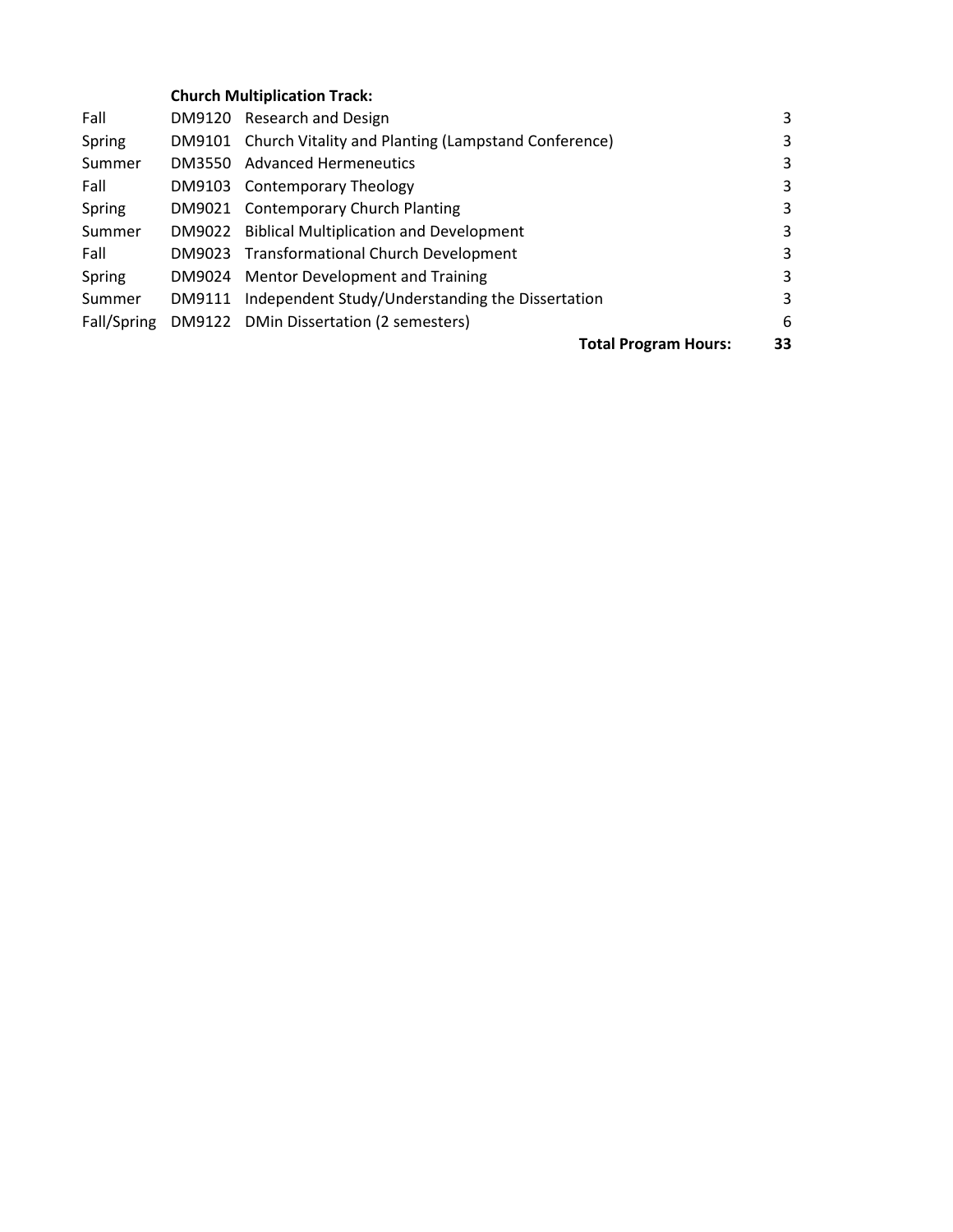**Church Multiplication Track:**

| | | | |
|---|---|---|---|
| Fall | DM9120 | Research and Design | 3 |
| Spring | DM9101 | Church Vitality and Planting (Lampstand Conference) | 3 |
| Summer | DM3550 | Advanced Hermeneutics | 3 |
| Fall | DM9103 | Contemporary Theology | 3 |
| Spring | DM9021 | Contemporary Church Planting | 3 |
| Summer | DM9022 | Biblical Multiplication and Development | 3 |
| Fall | DM9023 | Transformational Church Development | 3 |
| Spring | DM9024 | Mentor Development and Training | 3 |
| Summer | DM9111 | Independent Study/Understanding the Dissertation | 3 |
| Fall/Spring | DM9122 | DMin Dissertation (2 semesters) | 6 |
| | | **Total Program Hours:** | **33** |